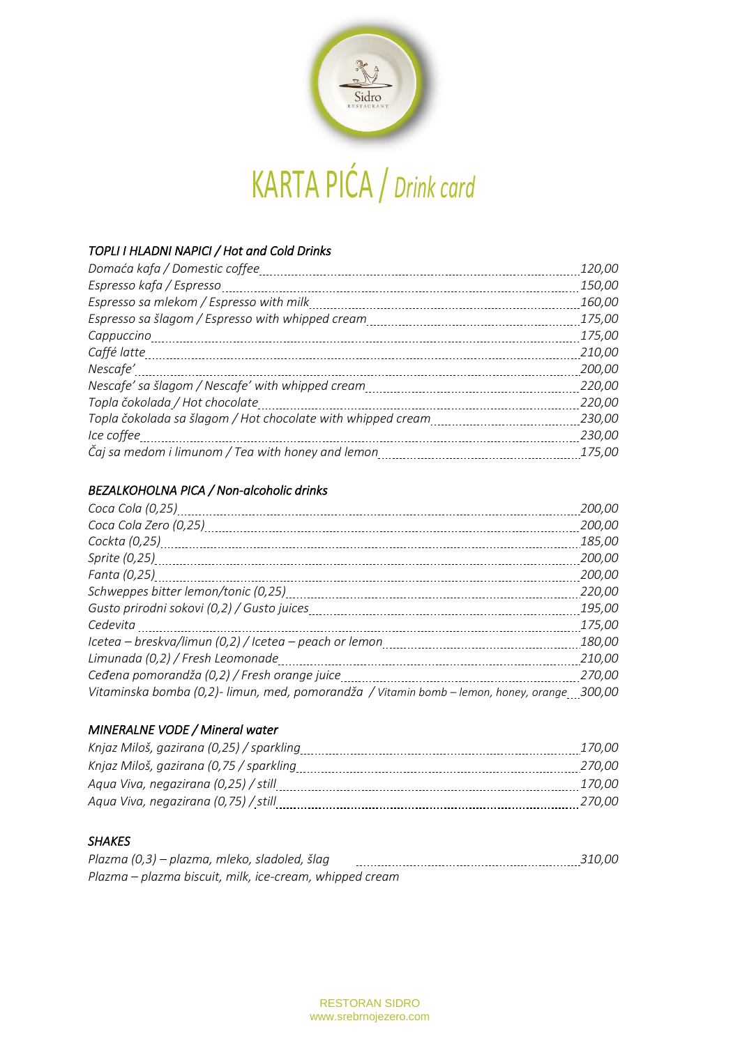# KARTA PIĆA / *Drink card*

## *TOPLI I HLADNI NAPICI / Hot and Cold Drinks*

| | |
|---|---|
| *Domaća kafa / Domestic coffee* | *120,00* |
| *Espresso kafa / Espresso* | *150,00* |
| *Espresso sa mlekom / Espresso with milk* | *160,00* |
| *Espresso sa šlagom / Espresso with whipped cream* | *175,00* |
| *Cappuccino* | *175,00* |
| *Caffé latte* | *210,00* |
| *Nescafe'* | *200,00* |
| *Nescafe' sa šlagom / Nescafe' with whipped cream* | *220,00* |
| *Topla čokolada / Hot chocolate* | *220,00* |
| *Topla čokolada sa šlagom / Hot chocolate with whipped cream* | *230,00* |
| *Ice coffee* | *230,00* |
| *Čaj sa medom i limunom / Tea with honey and lemon* | *175,00* |

## *BEZALKOHOLNA PICA / Non-alcoholic drinks*

| | |
|---|---|
| *Coca Cola (0,25)* | *200,00* |
| *Coca Cola Zero (0,25)* | *200,00* |
| *Cockta (0,25)* | *185,00* |
| *Sprite (0,25)* | *200,00* |
| *Fanta (0,25)* | *200,00* |
| *Schweppes bitter lemon/tonic (0,25)* | *220,00* |
| *Gusto prirodni sokovi (0,2) / Gusto juices* | *195,00* |
| *Cedevita* | *175,00* |
| *Icetea – breskva/limun (0,2) / Icetea – peach or lemon* | *180,00* |
| *Limunada (0,2) / Fresh Leomonade* | *210,00* |
| *Ceđena pomorandža (0,2) / Fresh orange juice* | *270,00* |
| *Vitaminska bomba (0,2)- limun, med, pomorandža / Vitamin bomb – lemon, honey, orange* | *300,00* |

## *MINERALNE VODE / Mineral water*

| | |
|---|---|
| *Knjaz Miloš, gazirana (0,25) / sparkling* | *170,00* |
| *Knjaz Miloš, gazirana (0,75 / sparkling* | *270,00* |
| *Aqua Viva, negazirana (0,25) / still* | *170,00* |
| *Aqua Viva, negazirana (0,75) / still* | *270,00* |

## *SHAKES*

| | |
|---|---|
| *Plazma (0,3) – plazma, mleko, sladoled, šlag*<br>*Plazma – plazma biscuit, milk, ice-cream, whipped cream* | *310,00* |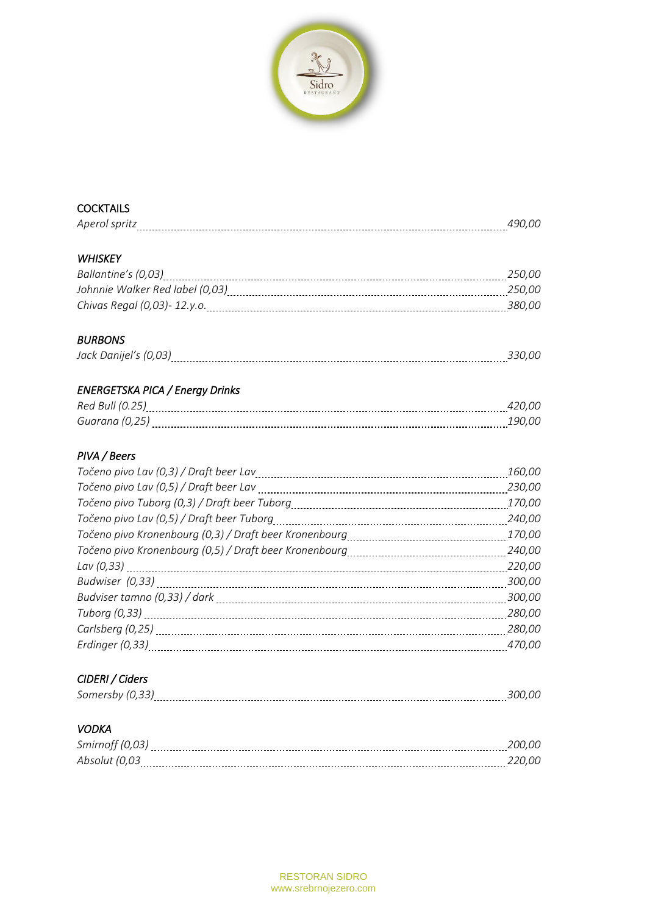## COCKTAILS

*Aperol spritz* ........ *490,00*

## *WHISKEY*

*Ballantine's (0,03)* ........ *250,00*
*Johnnie Walker Red label (0,03)* ........ *250,00*
*Chivas Regal (0,03)- 12.y.o.* ........ *380,00*

## *BURBONS*

*Jack Danijel's (0,03)* ........ *330,00*

## *ENERGETSKA PICA / Energy Drinks*

*Red Bull (0.25)* ........ *420,00*
*Guarana (0,25)* ........ *190,00*

## *PIVA / Beers*

*Točeno pivo Lav (0,3) / Draft beer Lav* ........ *160,00*
*Točeno pivo Lav (0,5) / Draft beer Lav* ........ *230,00*
*Točeno pivo Tuborg (0,3) / Draft beer Tuborg* ........ *170,00*
*Točeno pivo Lav (0,5) / Draft beer Tuborg* ........ *240,00*
*Točeno pivo Kronenbourg (0,3) / Draft beer Kronenbourg* ........ *170,00*
*Točeno pivo Kronenbourg (0,5) / Draft beer Kronenbourg* ........ *240,00*
*Lav (0,33)* ........ *220,00*
*Budwiser (0,33)* ........ *300,00*
*Budviser tamno (0,33) / dark* ........ *300,00*
*Tuborg (0,33)* ........ *280,00*
*Carlsberg (0,25)* ........ *280,00*
*Erdinger (0,33)* ........ *470,00*

## *CIDERI / Ciders*

*Somersby (0,33)* ........ *300,00*

## *VODKA*

*Smirnoff (0,03)* ........ *200,00*
*Absolut (0,03* ........ *220,00*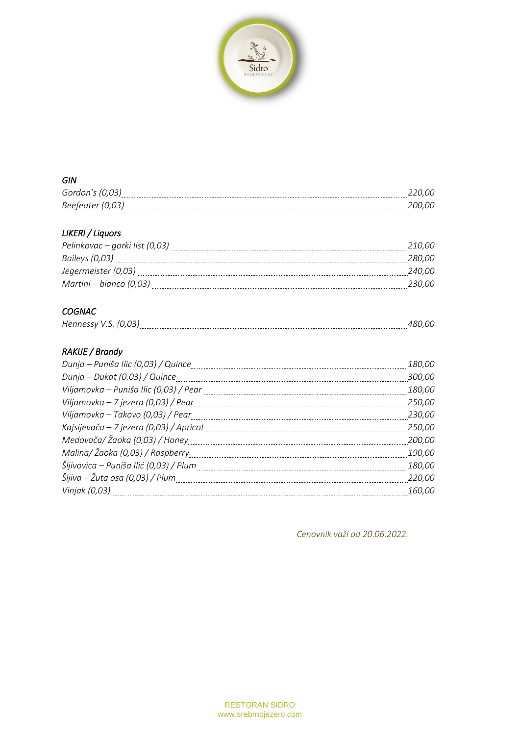## *GIN*

| | |
|---|---|
| *Gordon's (0,03)* | *220,00* |
| *Beefeater (0,03)* | *200,00* |

## *LIKERI / Liquors*

| | |
|---|---|
| *Pelinkovac – gorki list (0,03)* | *210,00* |
| *Baileys (0,03)* | *280,00* |
| *Jegermeister (0,03)* | *240,00* |
| *Martini – bianco (0,03)* | *230,00* |

## *COGNAC*

| | |
|---|---|
| *Hennessy V.S. (0,03)* | *480,00* |

## *RAKIJE / Brandy*

| | |
|---|---|
| *Dunja – Puniša Ilic (0,03) / Quince* | *180,00* |
| *Dunja – Dukat (0.03) / Quince* | *300,00* |
| *Viljamovka – Puniša Ilic (0,03) / Pear* | *180,00* |
| *Viljamovka – 7 jezera (0,03) / Pear* | *250,00* |
| *Viljamovka – Takovo (0,03) / Pear* | *230,00* |
| *Kajsijevača – 7 jezera (0,03) / Apricot* | *250,00* |
| *Medovača/ Žaoka (0,03) / Honey* | *200,00* |
| *Malina/ Žaoka (0,03) / Raspberry* | *190,00* |
| *Šljivovica – Puniša Ilić (0,03) / Plum* | *180,00* |
| *Šljiva – Žuta osa (0,03) / Plum* | *220,00* |
| *Vinjak (0,03)* | *160,00* |

*Cenovnik važi od 20.06.2022.*

RESTORAN SIDRO
www.srebrnojezero.com